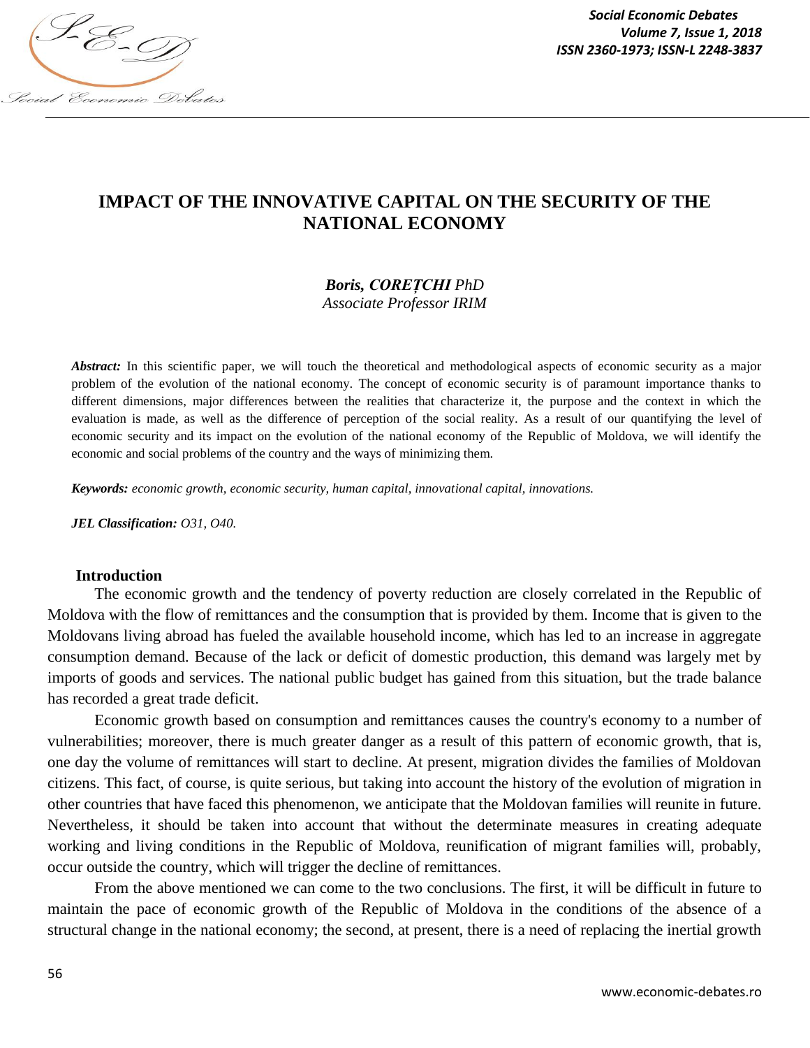# IMPACT OF THE INNOVATIVE CAPITAL ON THE SECURITY OF THE NATIONAL ECONOMY

***Boris, COREȚCHI** PhD*
*Associate Professor IRIM*

***Abstract:*** In this scientific paper, we will touch the theoretical and methodological aspects of economic security as a major problem of the evolution of the national economy. The concept of economic security is of paramount importance thanks to different dimensions, major differences between the realities that characterize it, the purpose and the context in which the evaluation is made, as well as the difference of perception of the social reality. As a result of our quantifying the level of economic security and its impact on the evolution of the national economy of the Republic of Moldova, we will identify the economic and social problems of the country and the ways of minimizing them.

***Keywords:*** *economic growth, economic security, human capital, innovational capital, innovations.*

***JEL Classification:*** *O31, O40.*

## Introduction

The economic growth and the tendency of poverty reduction are closely correlated in the Republic of Moldova with the flow of remittances and the consumption that is provided by them. Income that is given to the Moldovans living abroad has fueled the available household income, which has led to an increase in aggregate consumption demand. Because of the lack or deficit of domestic production, this demand was largely met by imports of goods and services. The national public budget has gained from this situation, but the trade balance has recorded a great trade deficit.

Economic growth based on consumption and remittances causes the country's economy to a number of vulnerabilities; moreover, there is much greater danger as a result of this pattern of economic growth, that is, one day the volume of remittances will start to decline. At present, migration divides the families of Moldovan citizens. This fact, of course, is quite serious, but taking into account the history of the evolution of migration in other countries that have faced this phenomenon, we anticipate that the Moldovan families will reunite in future. Nevertheless, it should be taken into account that without the determinate measures in creating adequate working and living conditions in the Republic of Moldova, reunification of migrant families will, probably, occur outside the country, which will trigger the decline of remittances.

From the above mentioned we can come to the two conclusions. The first, it will be difficult in future to maintain the pace of economic growth of the Republic of Moldova in the conditions of the absence of a structural change in the national economy; the second, at present, there is a need of replacing the inertial growth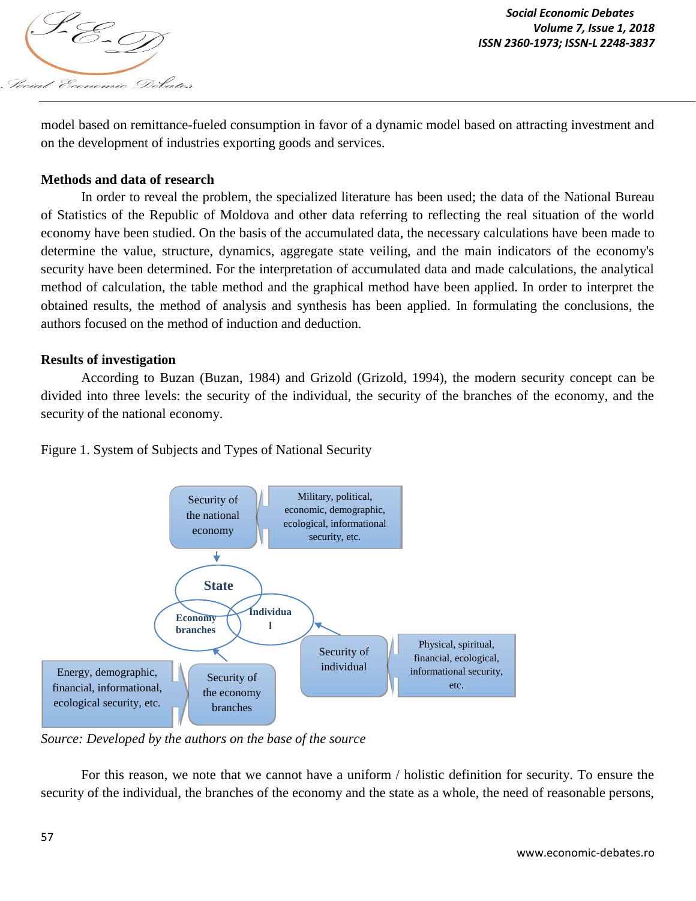model based on remittance-fueled consumption in favor of a dynamic model based on attracting investment and on the development of industries exporting goods and services.

**Methods and data of research**

In order to reveal the problem, the specialized literature has been used; the data of the National Bureau of Statistics of the Republic of Moldova and other data referring to reflecting the real situation of the world economy have been studied. On the basis of the accumulated data, the necessary calculations have been made to determine the value, structure, dynamics, aggregate state veiling, and the main indicators of the economy's security have been determined. For the interpretation of accumulated data and made calculations, the analytical method of calculation, the table method and the graphical method have been applied. In order to interpret the obtained results, the method of analysis and synthesis has been applied. In formulating the conclusions, the authors focused on the method of induction and deduction.

**Results of investigation**

According to Buzan (Buzan, 1984) and Grizold (Grizold, 1994), the modern security concept can be divided into three levels: the security of the individual, the security of the branches of the economy, and the security of the national economy.

Figure 1. System of Subjects and Types of National Security

Security of the national economy | Military, political, economic, demographic, ecological, informational security, etc.

State

Economy branches

Individual

Energy, demographic, financial, informational, ecological security, etc. | Security of the economy branches

Security of individual | Physical, spiritual, financial, ecological, informational security, etc.

*Source: Developed by the authors on the base of the source*

For this reason, we note that we cannot have a uniform / holistic definition for security. To ensure the security of the individual, the branches of the economy and the state as a whole, the need of reasonable persons,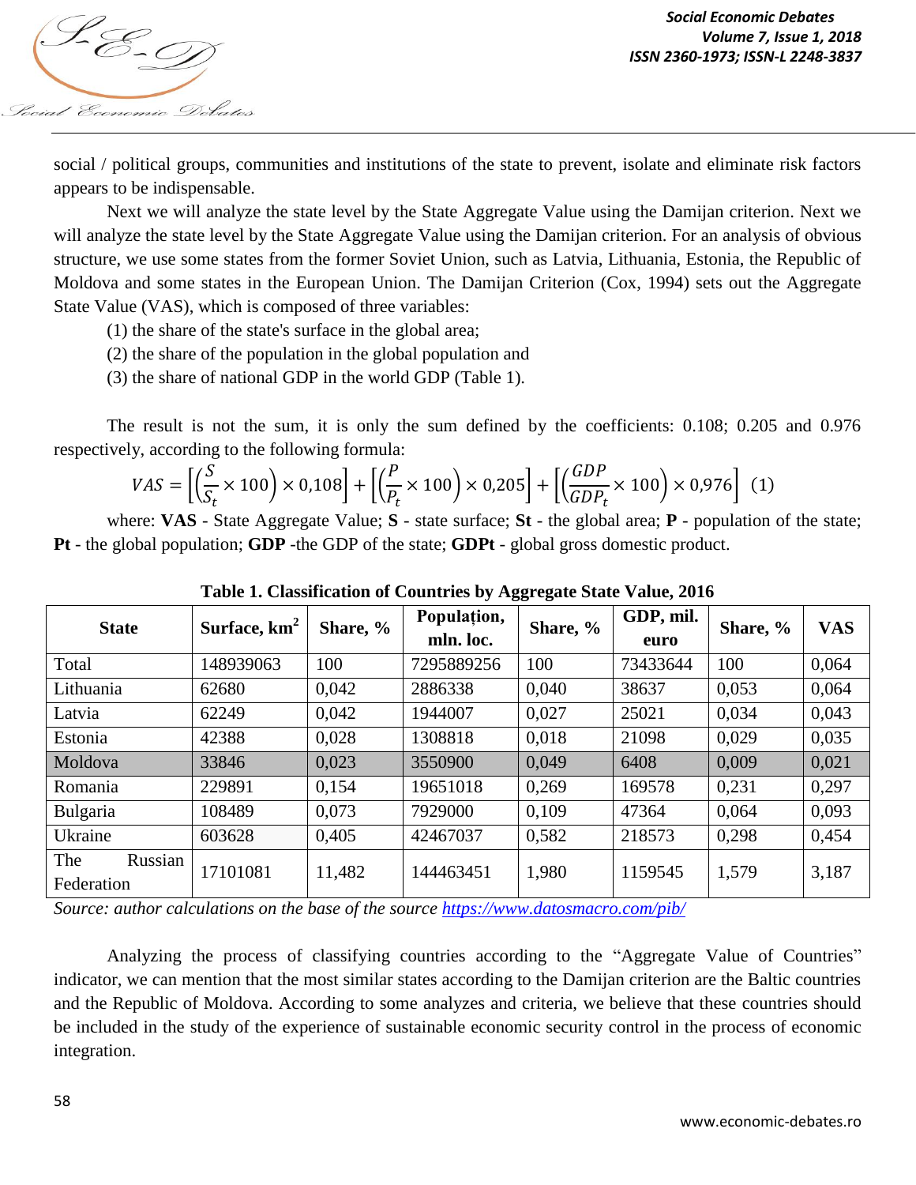social / political groups, communities and institutions of the state to prevent, isolate and eliminate risk factors appears to be indispensable.

Next we will analyze the state level by the State Aggregate Value using the Damijan criterion. Next we will analyze the state level by the State Aggregate Value using the Damijan criterion. For an analysis of obvious structure, we use some states from the former Soviet Union, such as Latvia, Lithuania, Estonia, the Republic of Moldova and some states in the European Union. The Damijan Criterion (Cox, 1994) sets out the Aggregate State Value (VAS), which is composed of three variables:

(1) the share of the state's surface in the global area;

(2) the share of the population in the global population and

(3) the share of national GDP in the world GDP (Table 1).

The result is not the sum, it is only the sum defined by the coefficients: 0.108; 0.205 and 0.976 respectively, according to the following formula:

$$VAS = \left[\left(\frac{S}{S_t} \times 100\right) \times 0{,}108\right] + \left[\left(\frac{P}{P_t} \times 100\right) \times 0{,}205\right] + \left[\left(\frac{GDP}{GDP_t} \times 100\right) \times 0{,}976\right] \quad (1)$$

where: **VAS** - State Aggregate Value; **S** - state surface; **St** - the global area; **P** - population of the state; **Pt** - the global population; **GDP** -the GDP of the state; **GDPt** - global gross domestic product.

**Table 1. Classification of Countries by Aggregate State Value, 2016**

| State | Surface, km² | Share, % | Populațion, mln. loc. | Share, % | GDP, mil. euro | Share, % | VAS |
|---|---|---|---|---|---|---|---|
| Total | 148939063 | 100 | 7295889256 | 100 | 73433644 | 100 | 0,064 |
| Lithuania | 62680 | 0,042 | 2886338 | 0,040 | 38637 | 0,053 | 0,064 |
| Latvia | 62249 | 0,042 | 1944007 | 0,027 | 25021 | 0,034 | 0,043 |
| Estonia | 42388 | 0,028 | 1308818 | 0,018 | 21098 | 0,029 | 0,035 |
| Moldova | 33846 | 0,023 | 3550900 | 0,049 | 6408 | 0,009 | 0,021 |
| Romania | 229891 | 0,154 | 19651018 | 0,269 | 169578 | 0,231 | 0,297 |
| Bulgaria | 108489 | 0,073 | 7929000 | 0,109 | 47364 | 0,064 | 0,093 |
| Ukraine | 603628 | 0,405 | 42467037 | 0,582 | 218573 | 0,298 | 0,454 |
| The Russian Federation | 17101081 | 11,482 | 144463451 | 1,980 | 1159545 | 1,579 | 3,187 |

*Source: author calculations on the base of the source https://www.datosmacro.com/pib/*

Analyzing the process of classifying countries according to the "Aggregate Value of Countries" indicator, we can mention that the most similar states according to the Damijan criterion are the Baltic countries and the Republic of Moldova. According to some analyzes and criteria, we believe that these countries should be included in the study of the experience of sustainable economic security control in the process of economic integration.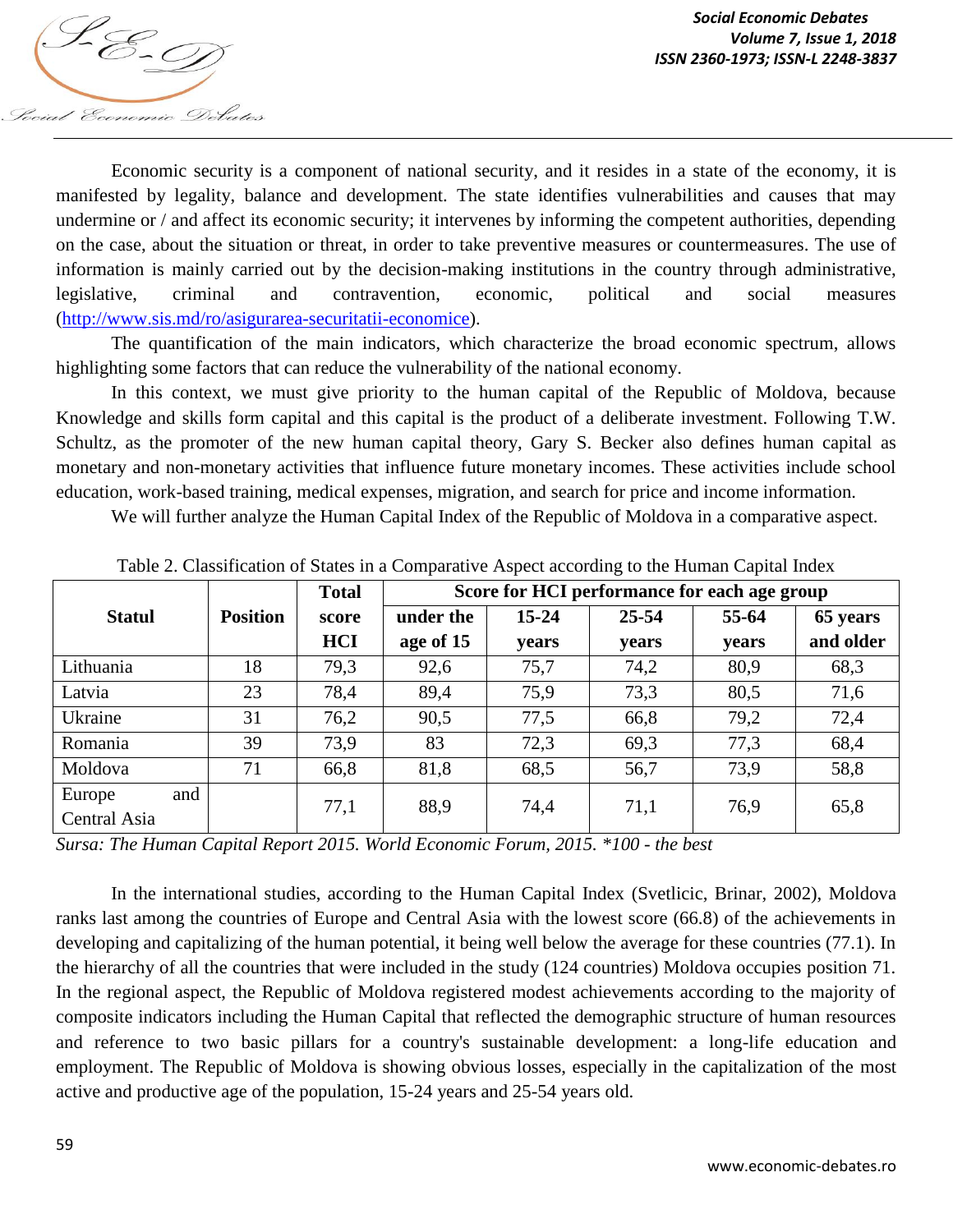Economic security is a component of national security, and it resides in a state of the economy, it is manifested by legality, balance and development. The state identifies vulnerabilities and causes that may undermine or / and affect its economic security; it intervenes by informing the competent authorities, depending on the case, about the situation or threat, in order to take preventive measures or countermeasures. The use of information is mainly carried out by the decision-making institutions in the country through administrative, legislative, criminal and contravention, economic, political and social measures (http://www.sis.md/ro/asigurarea-securitatii-economice).

The quantification of the main indicators, which characterize the broad economic spectrum, allows highlighting some factors that can reduce the vulnerability of the national economy.

In this context, we must give priority to the human capital of the Republic of Moldova, because Knowledge and skills form capital and this capital is the product of a deliberate investment. Following T.W. Schultz, as the promoter of the new human capital theory, Gary S. Becker also defines human capital as monetary and non-monetary activities that influence future monetary incomes. These activities include school education, work-based training, medical expenses, migration, and search for price and income information.

We will further analyze the Human Capital Index of the Republic of Moldova in a comparative aspect.

Table 2. Classification of States in a Comparative Aspect according to the Human Capital Index

| **Statul** | **Position** | **Total score HCI** | **Score for HCI performance for each age group** | | | | |
|---|---|---|---|---|---|---|---|
| | | | **under the age of 15** | **15-24 years** | **25-54 years** | **55-64 years** | **65 years and older** |
| Lithuania | 18 | 79,3 | 92,6 | 75,7 | 74,2 | 80,9 | 68,3 |
| Latvia | 23 | 78,4 | 89,4 | 75,9 | 73,3 | 80,5 | 71,6 |
| Ukraine | 31 | 76,2 | 90,5 | 77,5 | 66,8 | 79,2 | 72,4 |
| Romania | 39 | 73,9 | 83 | 72,3 | 69,3 | 77,3 | 68,4 |
| Moldova | 71 | 66,8 | 81,8 | 68,5 | 56,7 | 73,9 | 58,8 |
| Europe and Central Asia | | 77,1 | 88,9 | 74,4 | 71,1 | 76,9 | 65,8 |

*Sursa: The Human Capital Report 2015. World Economic Forum, 2015. *100 - the best*

In the international studies, according to the Human Capital Index (Svetlicic, Brinar, 2002), Moldova ranks last among the countries of Europe and Central Asia with the lowest score (66.8) of the achievements in developing and capitalizing of the human potential, it being well below the average for these countries (77.1). In the hierarchy of all the countries that were included in the study (124 countries) Moldova occupies position 71. In the regional aspect, the Republic of Moldova registered modest achievements according to the majority of composite indicators including the Human Capital that reflected the demographic structure of human resources and reference to two basic pillars for a country's sustainable development: a long-life education and employment. The Republic of Moldova is showing obvious losses, especially in the capitalization of the most active and productive age of the population, 15-24 years and 25-54 years old.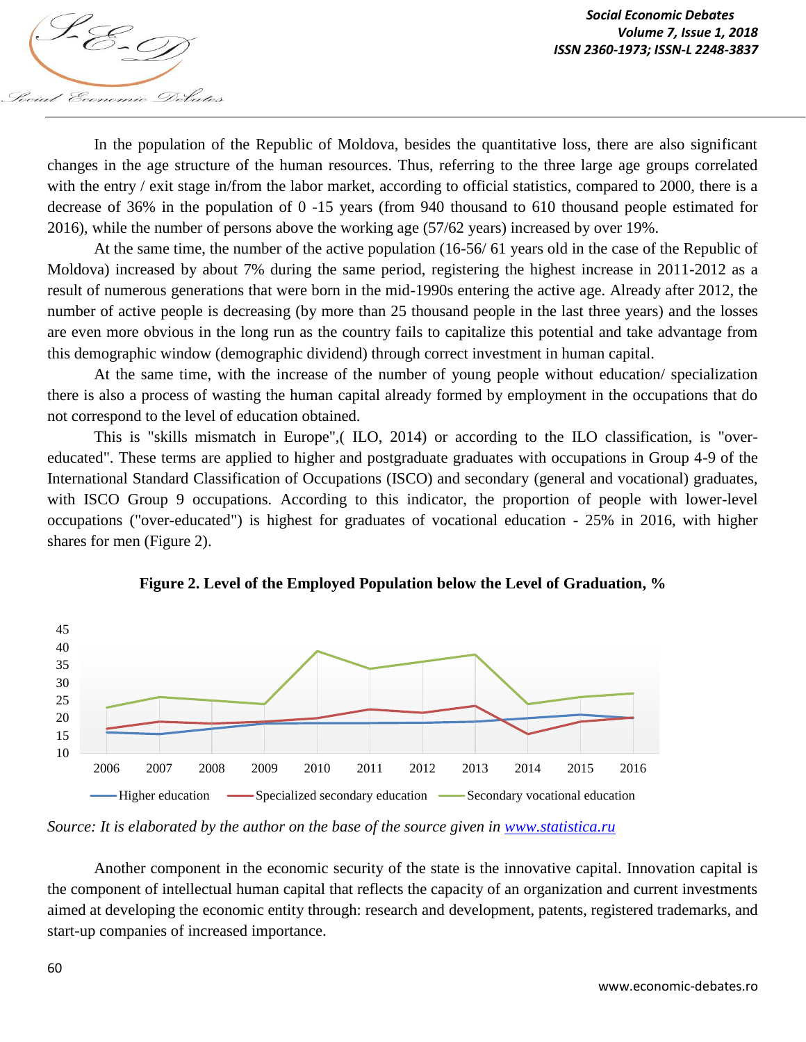In the population of the Republic of Moldova, besides the quantitative loss, there are also significant changes in the age structure of the human resources. Thus, referring to the three large age groups correlated with the entry / exit stage in/from the labor market, according to official statistics, compared to 2000, there is a decrease of 36% in the population of 0 -15 years (from 940 thousand to 610 thousand people estimated for 2016), while the number of persons above the working age (57/62 years) increased by over 19%.

At the same time, the number of the active population (16-56/ 61 years old in the case of the Republic of Moldova) increased by about 7% during the same period, registering the highest increase in 2011-2012 as a result of numerous generations that were born in the mid-1990s entering the active age. Already after 2012, the number of active people is decreasing (by more than 25 thousand people in the last three years) and the losses are even more obvious in the long run as the country fails to capitalize this potential and take advantage from this demographic window (demographic dividend) through correct investment in human capital.

At the same time, with the increase of the number of young people without education/ specialization there is also a process of wasting the human capital already formed by employment in the occupations that do not correspond to the level of education obtained.

This is "skills mismatch in Europe",( ILO, 2014) or according to the ILO classification, is "over-educated". These terms are applied to higher and postgraduate graduates with occupations in Group 4-9 of the International Standard Classification of Occupations (ISCO) and secondary (general and vocational) graduates, with ISCO Group 9 occupations. According to this indicator, the proportion of people with lower-level occupations ("over-educated") is highest for graduates of vocational education - 25% in 2016, with higher shares for men (Figure 2).

**Figure 2. Level of the Employed Population below the Level of Graduation, %**

*Source: It is elaborated by the author on the base of the source given in [www.statistica.ru](www.statistica.ru)*

Another component in the economic security of the state is the innovative capital. Innovation capital is the component of intellectual human capital that reflects the capacity of an organization and current investments aimed at developing the economic entity through: research and development, patents, registered trademarks, and start-up companies of increased importance.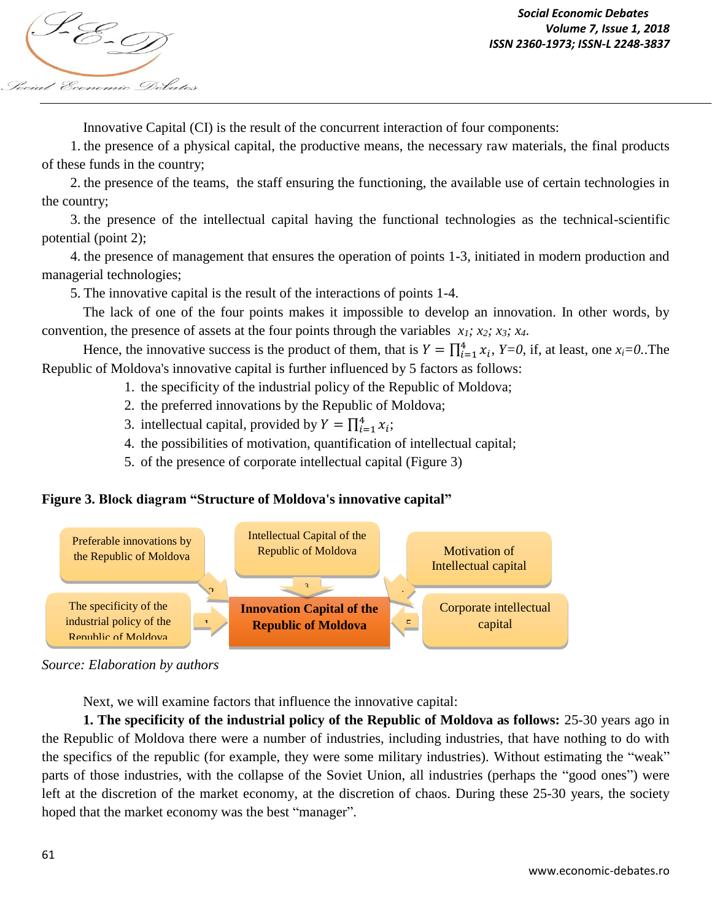Innovative Capital (CI) is the result of the concurrent interaction of four components:

1. the presence of a physical capital, the productive means, the necessary raw materials, the final products of these funds in the country;
2. the presence of the teams, the staff ensuring the functioning, the available use of certain technologies in the country;
3. the presence of the intellectual capital having the functional technologies as the technical-scientific potential (point 2);
4. the presence of management that ensures the operation of points 1-3, initiated in modern production and managerial technologies;
5. The innovative capital is the result of the interactions of points 1-4.

The lack of one of the four points makes it impossible to develop an innovation. In other words, by convention, the presence of assets at the four points through the variables $x_1; x_2; x_3; x_4$.

Hence, the innovative success is the product of them, that is $Y = \prod_{i=1}^{4} x_i$, $Y=0$, if, at least, one $x_i=0$..The Republic of Moldova's innovative capital is further influenced by 5 factors as follows:

1. the specificity of the industrial policy of the Republic of Moldova;
2. the preferred innovations by the Republic of Moldova;
3. intellectual capital, provided by $Y = \prod_{i=1}^{4} x_i$;
4. the possibilities of motivation, quantification of intellectual capital;
5. of the presence of corporate intellectual capital (Figure 3)

**Figure 3. Block diagram "Structure of Moldova's innovative capital"**

Preferable innovations by the Republic of Moldova | Intellectual Capital of the Republic of Moldova | Motivation of Intellectual capital | The specificity of the industrial policy of the Republic of Moldova | **Innovation Capital of the Republic of Moldova** | Corporate intellectual capital

*Source: Elaboration by authors*

Next, we will examine factors that influence the innovative capital:

**1. The specificity of the industrial policy of the Republic of Moldova as follows:** 25-30 years ago in the Republic of Moldova there were a number of industries, including industries, that have nothing to do with the specifics of the republic (for example, they were some military industries). Without estimating the "weak" parts of those industries, with the collapse of the Soviet Union, all industries (perhaps the "good ones") were left at the discretion of the market economy, at the discretion of chaos. During these 25-30 years, the society hoped that the market economy was the best "manager".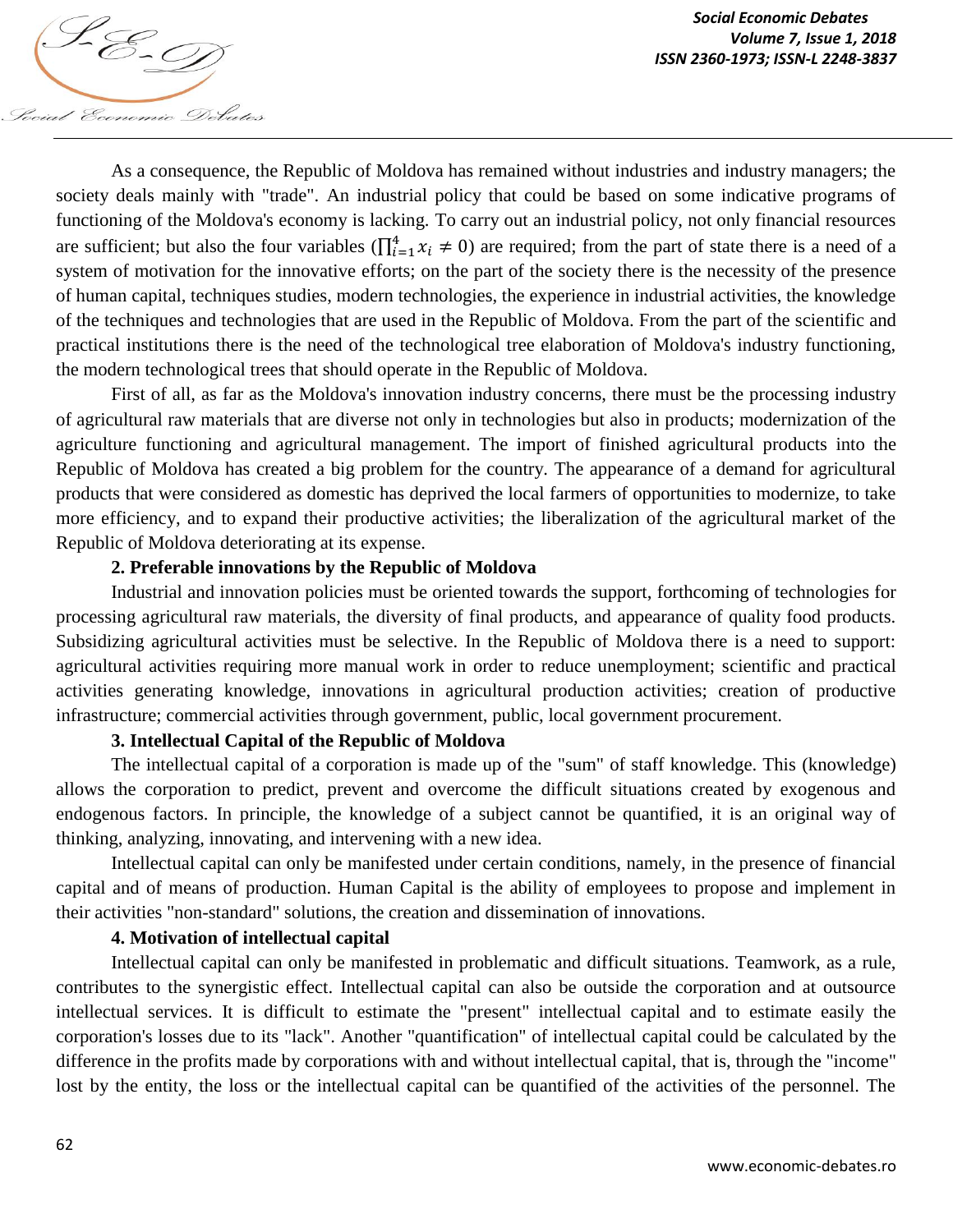As a consequence, the Republic of Moldova has remained without industries and industry managers; the society deals mainly with "trade". An industrial policy that could be based on some indicative programs of functioning of the Moldova's economy is lacking. To carry out an industrial policy, not only financial resources are sufficient; but also the four variables ($\prod_{i=1}^{4} x_i \neq 0$) are required; from the part of state there is a need of a system of motivation for the innovative efforts; on the part of the society there is the necessity of the presence of human capital, techniques studies, modern technologies, the experience in industrial activities, the knowledge of the techniques and technologies that are used in the Republic of Moldova. From the part of the scientific and practical institutions there is the need of the technological tree elaboration of Moldova's industry functioning, the modern technological trees that should operate in the Republic of Moldova.

First of all, as far as the Moldova's innovation industry concerns, there must be the processing industry of agricultural raw materials that are diverse not only in technologies but also in products; modernization of the agriculture functioning and agricultural management. The import of finished agricultural products into the Republic of Moldova has created a big problem for the country. The appearance of a demand for agricultural products that were considered as domestic has deprived the local farmers of opportunities to modernize, to take more efficiency, and to expand their productive activities; the liberalization of the agricultural market of the Republic of Moldova deteriorating at its expense.

## 2. Preferable innovations by the Republic of Moldova

Industrial and innovation policies must be oriented towards the support, forthcoming of technologies for processing agricultural raw materials, the diversity of final products, and appearance of quality food products. Subsidizing agricultural activities must be selective. In the Republic of Moldova there is a need to support: agricultural activities requiring more manual work in order to reduce unemployment; scientific and practical activities generating knowledge, innovations in agricultural production activities; creation of productive infrastructure; commercial activities through government, public, local government procurement.

## 3. Intellectual Capital of the Republic of Moldova

The intellectual capital of a corporation is made up of the "sum" of staff knowledge. This (knowledge) allows the corporation to predict, prevent and overcome the difficult situations created by exogenous and endogenous factors. In principle, the knowledge of a subject cannot be quantified, it is an original way of thinking, analyzing, innovating, and intervening with a new idea.

Intellectual capital can only be manifested under certain conditions, namely, in the presence of financial capital and of means of production. Human Capital is the ability of employees to propose and implement in their activities "non-standard" solutions, the creation and dissemination of innovations.

## 4. Motivation of intellectual capital

Intellectual capital can only be manifested in problematic and difficult situations. Teamwork, as a rule, contributes to the synergistic effect. Intellectual capital can also be outside the corporation and at outsource intellectual services. It is difficult to estimate the "present" intellectual capital and to estimate easily the corporation's losses due to its "lack". Another "quantification" of intellectual capital could be calculated by the difference in the profits made by corporations with and without intellectual capital, that is, through the "income" lost by the entity, the loss or the intellectual capital can be quantified of the activities of the personnel. The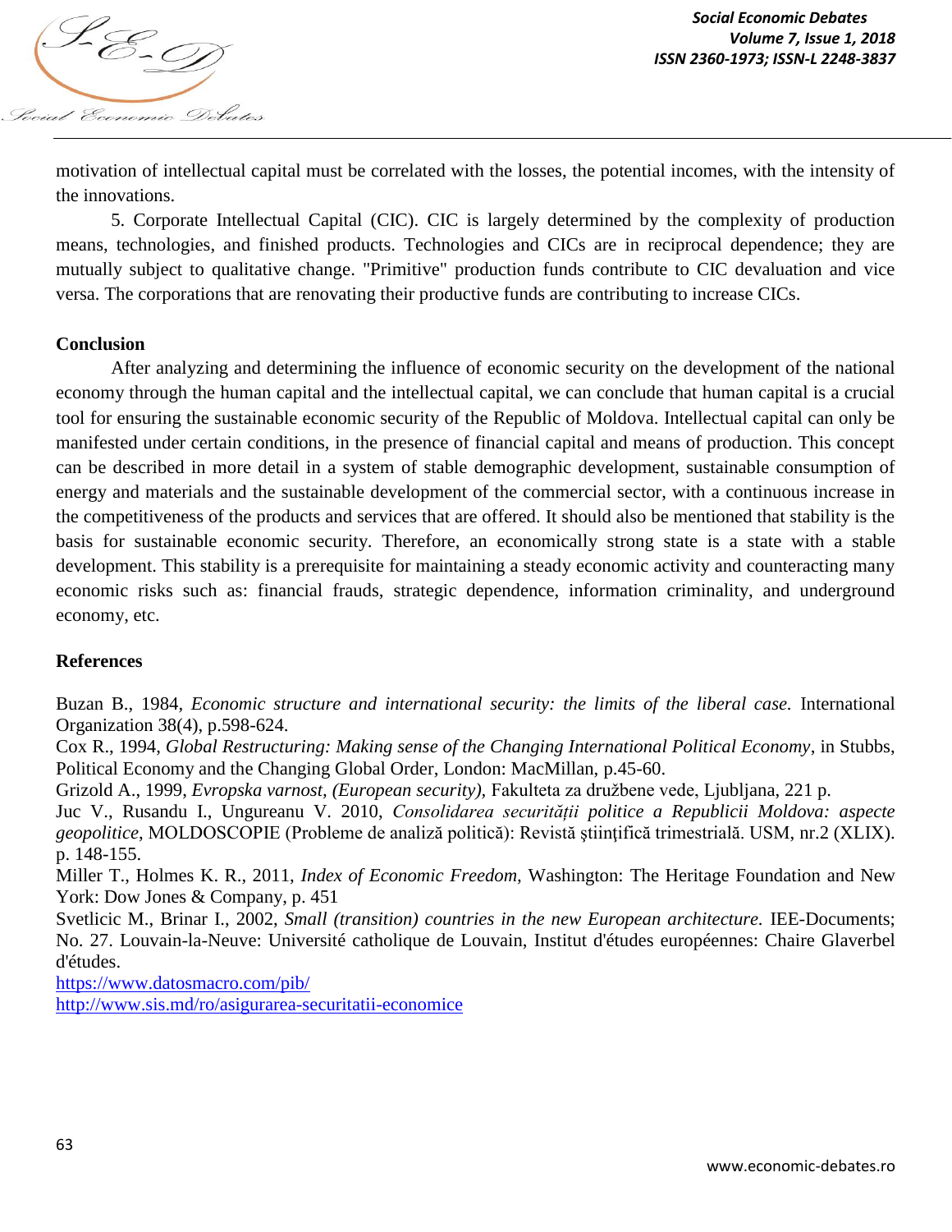motivation of intellectual capital must be correlated with the losses, the potential incomes, with the intensity of the innovations.

5. Corporate Intellectual Capital (CIC). CIC is largely determined by the complexity of production means, technologies, and finished products. Technologies and CICs are in reciprocal dependence; they are mutually subject to qualitative change. "Primitive" production funds contribute to CIC devaluation and vice versa. The corporations that are renovating their productive funds are contributing to increase CICs.

## Conclusion

After analyzing and determining the influence of economic security on the development of the national economy through the human capital and the intellectual capital, we can conclude that human capital is a crucial tool for ensuring the sustainable economic security of the Republic of Moldova. Intellectual capital can only be manifested under certain conditions, in the presence of financial capital and means of production. This concept can be described in more detail in a system of stable demographic development, sustainable consumption of energy and materials and the sustainable development of the commercial sector, with a continuous increase in the competitiveness of the products and services that are offered. It should also be mentioned that stability is the basis for sustainable economic security. Therefore, an economically strong state is a state with a stable development. This stability is a prerequisite for maintaining a steady economic activity and counteracting many economic risks such as: financial frauds, strategic dependence, information criminality, and underground economy, etc.

## References

Buzan B., 1984, *Economic structure and international security: the limits of the liberal case.* International Organization 38(4), p.598-624.

Cox R., 1994, *Global Restructuring: Making sense of the Changing International Political Economy*, in Stubbs, Political Economy and the Changing Global Order, London: MacMillan, p.45-60.

Grizold A., 1999, *Evropska varnost, (European security),* Fakulteta za družbene vede, Ljubljana, 221 p.

Juc V., Rusandu I., Ungureanu V. 2010, *Consolidarea securității politice a Republicii Moldova: aspecte geopolitice*, MOLDOSCOPIE (Probleme de analiză politică): Revistă științifică trimestrială. USM, nr.2 (XLIX). p. 148-155.

Miller T., Holmes K. R., 2011, *Index of Economic Freedom,* Washington: The Heritage Foundation and New York: Dow Jones & Company, p. 451

Svetlicic M., Brinar I., 2002, *Small (transition) countries in the new European architecture.* IEE-Documents; No. 27. Louvain-la-Neuve: Université catholique de Louvain, Institut d'études européennes: Chaire Glaverbel d'études.

https://www.datosmacro.com/pib/

http://www.sis.md/ro/asigurarea-securitatii-economice